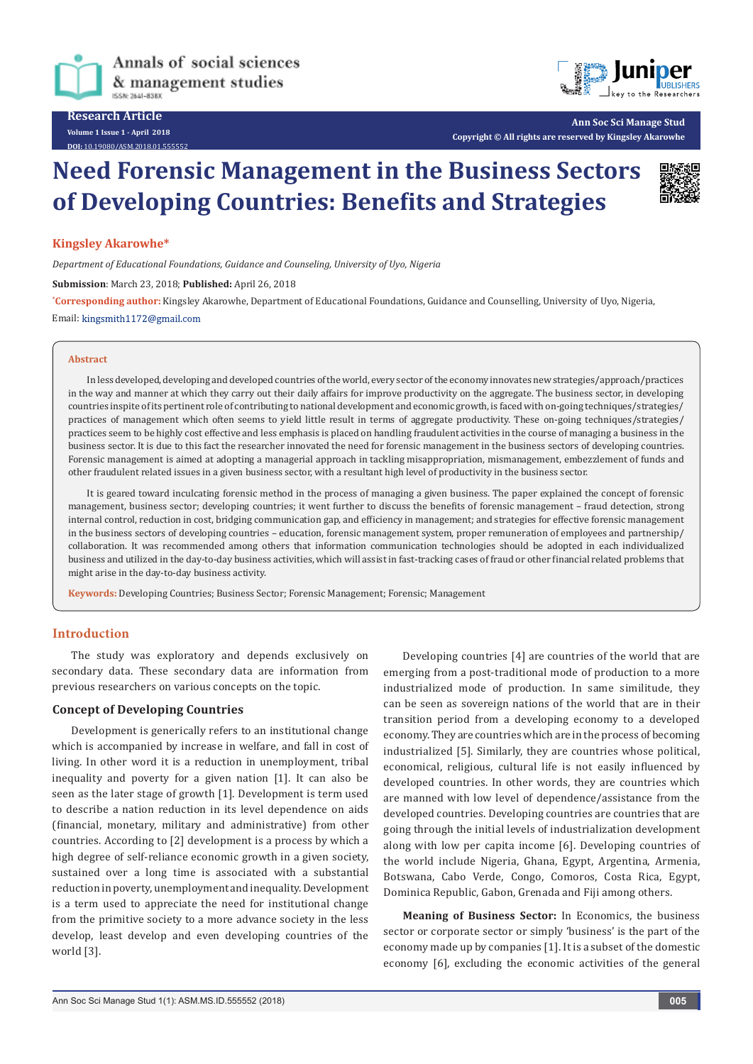Research Article

# Need Forensic Management in the Business Sectors of Developing Countries: Benefits and Strategies

**Kingsley Akarowhe***

*Department of Educational Foundations, Guidance and Counseling, University of Uyo, Nigeria*

**Submission**: March 23, 2018; **Published:** April 26, 2018

*Corresponding author: Kingsley Akarowhe, Department of Educational Foundations, Guidance and Counselling, University of Uyo, Nigeria, Email: kingsmith1172@gmail.com

## Abstract

In less developed, developing and developed countries of the world, every sector of the economy innovates new strategies/approach/practices in the way and manner at which they carry out their daily affairs for improve productivity on the aggregate. The business sector, in developing countries inspite of its pertinent role of contributing to national development and economic growth, is faced with on-going techniques/strategies/practices of management which often seems to yield little result in terms of aggregate productivity. These on-going techniques/strategies/practices seem to be highly cost effective and less emphasis is placed on handling fraudulent activities in the course of managing a business in the business sector. It is due to this fact the researcher innovated the need for forensic management in the business sectors of developing countries. Forensic management is aimed at adopting a managerial approach in tackling misappropriation, mismanagement, embezzlement of funds and other fraudulent related issues in a given business sector, with a resultant high level of productivity in the business sector.

It is geared toward inculcating forensic method in the process of managing a given business. The paper explained the concept of forensic management, business sector; developing countries; it went further to discuss the benefits of forensic management – fraud detection, strong internal control, reduction in cost, bridging communication gap, and efficiency in management; and strategies for effective forensic management in the business sectors of developing countries – education, forensic management system, proper remuneration of employees and partnership/collaboration. It was recommended among others that information communication technologies should be adopted in each individualized business and utilized in the day-to-day business activities, which will assist in fast-tracking cases of fraud or other financial related problems that might arise in the day-to-day business activity.

**Keywords:** Developing Countries; Business Sector; Forensic Management; Forensic; Management

## Introduction

The study was exploratory and depends exclusively on secondary data. These secondary data are information from previous researchers on various concepts on the topic.

### Concept of Developing Countries

Development is generically refers to an institutional change which is accompanied by increase in welfare, and fall in cost of living. In other word it is a reduction in unemployment, tribal inequality and poverty for a given nation [1]. It can also be seen as the later stage of growth [1]. Development is term used to describe a nation reduction in its level dependence on aids (financial, monetary, military and administrative) from other countries. According to [2] development is a process by which a high degree of self-reliance economic growth in a given society, sustained over a long time is associated with a substantial reduction in poverty, unemployment and inequality. Development is a term used to appreciate the need for institutional change from the primitive society to a more advance society in the less develop, least develop and even developing countries of the world [3].

Developing countries [4] are countries of the world that are emerging from a post-traditional mode of production to a more industrialized mode of production. In same similitude, they can be seen as sovereign nations of the world that are in their transition period from a developing economy to a developed economy. They are countries which are in the process of becoming industrialized [5]. Similarly, they are countries whose political, economical, religious, cultural life is not easily influenced by developed countries. In other words, they are countries which are manned with low level of dependence/assistance from the developed countries. Developing countries are countries that are going through the initial levels of industrialization development along with low per capita income [6]. Developing countries of the world include Nigeria, Ghana, Egypt, Argentina, Armenia, Botswana, Cabo Verde, Congo, Comoros, Costa Rica, Egypt, Dominica Republic, Gabon, Grenada and Fiji among others.

**Meaning of Business Sector:** In Economics, the business sector or corporate sector or simply 'business' is the part of the economy made up by companies [1]. It is a subset of the domestic economy [6], excluding the economic activities of the general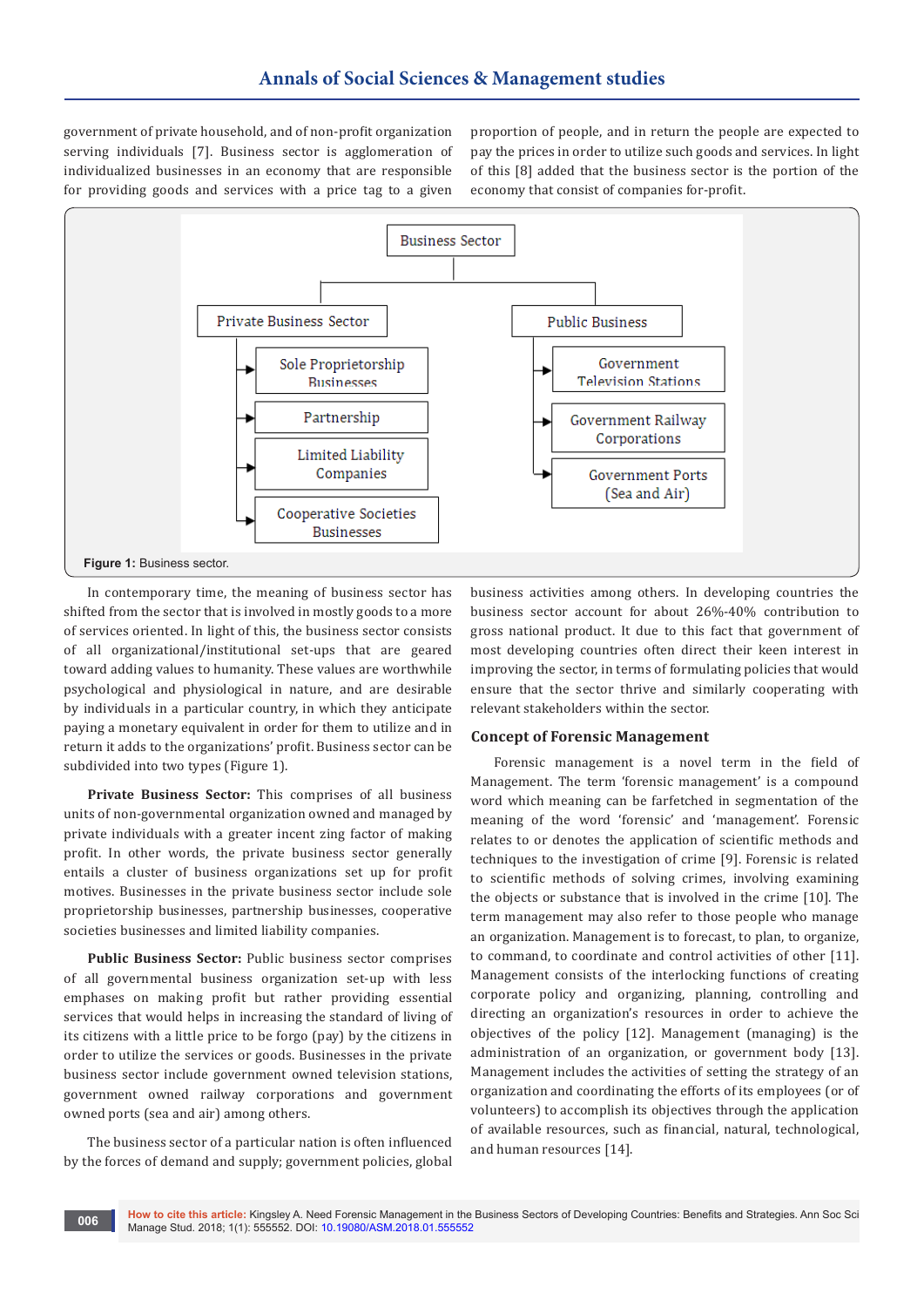government of private household, and of non-profit organization serving individuals [7]. Business sector is agglomeration of individualized businesses in an economy that are responsible for providing goods and services with a price tag to a given proportion of people, and in return the people are expected to pay the prices in order to utilize such goods and services. In light of this [8] added that the business sector is the portion of the economy that consist of companies for-profit.

Business Sector
- Private Business Sector
  - Sole Proprietorship Businesses
  - Partnership
  - Limited Liability Companies
  - Cooperative Societies Businesses
- Public Business
  - Government Television Stations
  - Government Railway Corporations
  - Government Ports (Sea and Air)

**Figure 1:** Business sector.

In contemporary time, the meaning of business sector has shifted from the sector that is involved in mostly goods to a more of services oriented. In light of this, the business sector consists of all organizational/institutional set-ups that are geared toward adding values to humanity. These values are worthwhile psychological and physiological in nature, and are desirable by individuals in a particular country, in which they anticipate paying a monetary equivalent in order for them to utilize and in return it adds to the organizations' profit. Business sector can be subdivided into two types (Figure 1).

**Private Business Sector:** This comprises of all business units of non-governmental organization owned and managed by private individuals with a greater incent zing factor of making profit. In other words, the private business sector generally entails a cluster of business organizations set up for profit motives. Businesses in the private business sector include sole proprietorship businesses, partnership businesses, cooperative societies businesses and limited liability companies.

**Public Business Sector:** Public business sector comprises of all governmental business organization set-up with less emphases on making profit but rather providing essential services that would helps in increasing the standard of living of its citizens with a little price to be forgo (pay) by the citizens in order to utilize the services or goods. Businesses in the private business sector include government owned television stations, government owned railway corporations and government owned ports (sea and air) among others.

The business sector of a particular nation is often influenced by the forces of demand and supply; government policies, global business activities among others. In developing countries the business sector account for about 26%-40% contribution to gross national product. It due to this fact that government of most developing countries often direct their keen interest in improving the sector, in terms of formulating policies that would ensure that the sector thrive and similarly cooperating with relevant stakeholders within the sector.

## Concept of Forensic Management

Forensic management is a novel term in the field of Management. The term 'forensic management' is a compound word which meaning can be farfetched in segmentation of the meaning of the word 'forensic' and 'management'. Forensic relates to or denotes the application of scientific methods and techniques to the investigation of crime [9]. Forensic is related to scientific methods of solving crimes, involving examining the objects or substance that is involved in the crime [10]. The term management may also refer to those people who manage an organization. Management is to forecast, to plan, to organize, to command, to coordinate and control activities of other [11]. Management consists of the interlocking functions of creating corporate policy and organizing, planning, controlling and directing an organization's resources in order to achieve the objectives of the policy [12]. Management (managing) is the administration of an organization, or government body [13]. Management includes the activities of setting the strategy of an organization and coordinating the efforts of its employees (or of volunteers) to accomplish its objectives through the application of available resources, such as financial, natural, technological, and human resources [14].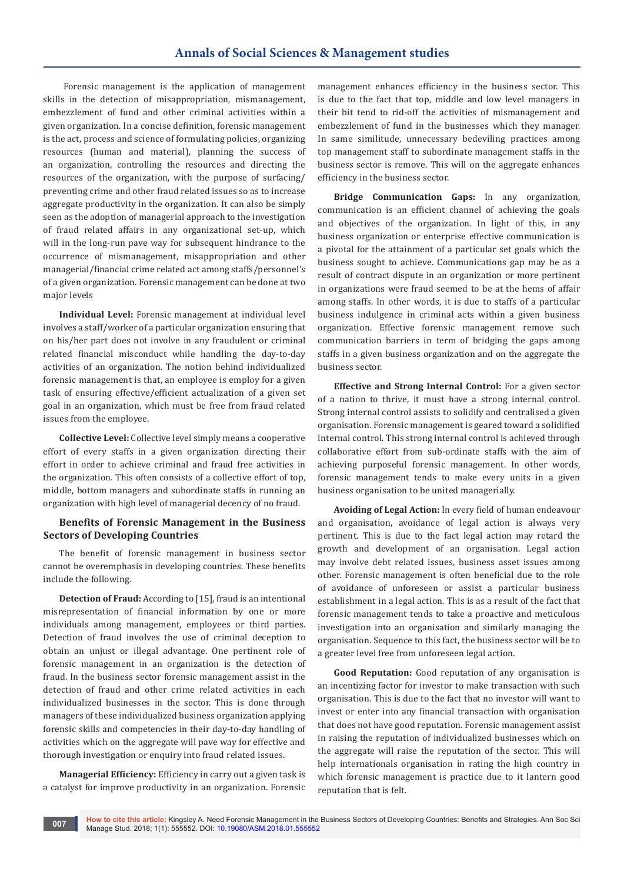Forensic management is the application of management skills in the detection of misappropriation, mismanagement, embezzlement of fund and other criminal activities within a given organization. In a concise definition, forensic management is the act, process and science of formulating policies, organizing resources (human and material), planning the success of an organization, controlling the resources and directing the resources of the organization, with the purpose of surfacing/ preventing crime and other fraud related issues so as to increase aggregate productivity in the organization. It can also be simply seen as the adoption of managerial approach to the investigation of fraud related affairs in any organizational set-up, which will in the long-run pave way for subsequent hindrance to the occurrence of mismanagement, misappropriation and other managerial/financial crime related act among staffs/personnel's of a given organization. Forensic management can be done at two major levels

**Individual Level:** Forensic management at individual level involves a staff/worker of a particular organization ensuring that on his/her part does not involve in any fraudulent or criminal related financial misconduct while handling the day-to-day activities of an organization. The notion behind individualized forensic management is that, an employee is employ for a given task of ensuring effective/efficient actualization of a given set goal in an organization, which must be free from fraud related issues from the employee.

**Collective Level:** Collective level simply means a cooperative effort of every staffs in a given organization directing their effort in order to achieve criminal and fraud free activities in the organization. This often consists of a collective effort of top, middle, bottom managers and subordinate staffs in running an organization with high level of managerial decency of no fraud.

## Benefits of Forensic Management in the Business Sectors of Developing Countries

The benefit of forensic management in business sector cannot be overemphasis in developing countries. These benefits include the following.

**Detection of Fraud:** According to [15], fraud is an intentional misrepresentation of financial information by one or more individuals among management, employees or third parties. Detection of fraud involves the use of criminal deception to obtain an unjust or illegal advantage. One pertinent role of forensic management in an organization is the detection of fraud. In the business sector forensic management assist in the detection of fraud and other crime related activities in each individualized businesses in the sector. This is done through managers of these individualized business organization applying forensic skills and competencies in their day-to-day handling of activities which on the aggregate will pave way for effective and thorough investigation or enquiry into fraud related issues.

**Managerial Efficiency:** Efficiency in carry out a given task is a catalyst for improve productivity in an organization. Forensic management enhances efficiency in the business sector. This is due to the fact that top, middle and low level managers in their bit tend to rid-off the activities of mismanagement and embezzlement of fund in the businesses which they manager. In same similitude, unnecessary bedeviling practices among top management staff to subordinate management staffs in the business sector is remove. This will on the aggregate enhances efficiency in the business sector.

**Bridge Communication Gaps:** In any organization, communication is an efficient channel of achieving the goals and objectives of the organization. In light of this, in any business organization or enterprise effective communication is a pivotal for the attainment of a particular set goals which the business sought to achieve. Communications gap may be as a result of contract dispute in an organization or more pertinent in organizations were fraud seemed to be at the hems of affair among staffs. In other words, it is due to staffs of a particular business indulgence in criminal acts within a given business organization. Effective forensic management remove such communication barriers in term of bridging the gaps among staffs in a given business organization and on the aggregate the business sector.

**Effective and Strong Internal Control:** For a given sector of a nation to thrive, it must have a strong internal control. Strong internal control assists to solidify and centralised a given organisation. Forensic management is geared toward a solidified internal control. This strong internal control is achieved through collaborative effort from sub-ordinate staffs with the aim of achieving purposeful forensic management. In other words, forensic management tends to make every units in a given business organisation to be united managerially.

**Avoiding of Legal Action:** In every field of human endeavour and organisation, avoidance of legal action is always very pertinent. This is due to the fact legal action may retard the growth and development of an organisation. Legal action may involve debt related issues, business asset issues among other. Forensic management is often beneficial due to the role of avoidance of unforeseen or assist a particular business establishment in a legal action. This is as a result of the fact that forensic management tends to take a proactive and meticulous investigation into an organisation and similarly managing the organisation. Sequence to this fact, the business sector will be to a greater level free from unforeseen legal action.

**Good Reputation:** Good reputation of any organisation is an incentizing factor for investor to make transaction with such organisation. This is due to the fact that no investor will want to invest or enter into any financial transaction with organisation that does not have good reputation. Forensic management assist in raising the reputation of individualized businesses which on the aggregate will raise the reputation of the sector. This will help internationals organisation in rating the high country in which forensic management is practice due to it lantern good reputation that is felt.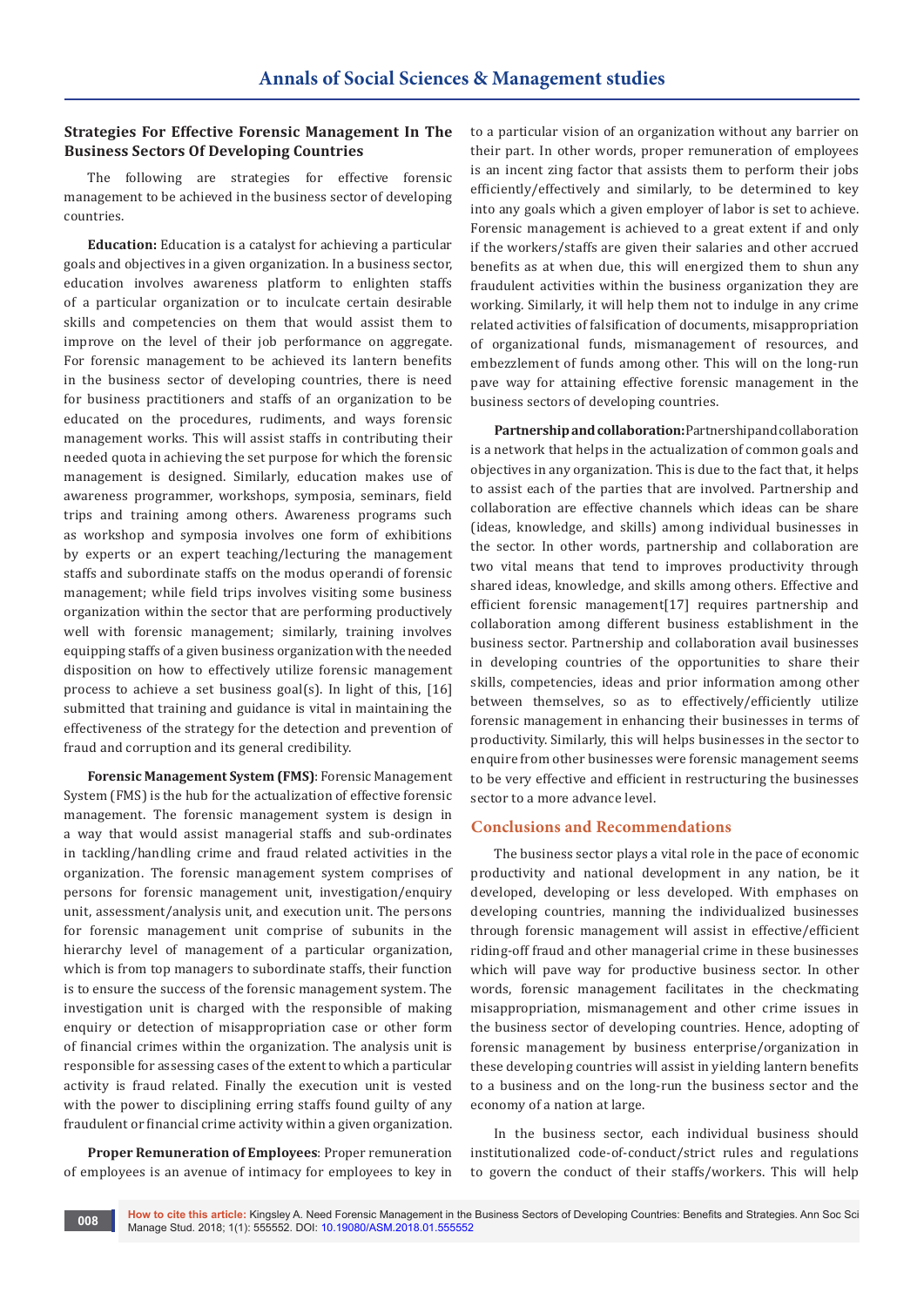## Strategies For Effective Forensic Management In The Business Sectors Of Developing Countries

The following are strategies for effective forensic management to be achieved in the business sector of developing countries.

**Education:** Education is a catalyst for achieving a particular goals and objectives in a given organization. In a business sector, education involves awareness platform to enlighten staffs of a particular organization or to inculcate certain desirable skills and competencies on them that would assist them to improve on the level of their job performance on aggregate. For forensic management to be achieved its lantern benefits in the business sector of developing countries, there is need for business practitioners and staffs of an organization to be educated on the procedures, rudiments, and ways forensic management works. This will assist staffs in contributing their needed quota in achieving the set purpose for which the forensic management is designed. Similarly, education makes use of awareness programmer, workshops, symposia, seminars, field trips and training among others. Awareness programs such as workshop and symposia involves one form of exhibitions by experts or an expert teaching/lecturing the management staffs and subordinate staffs on the modus operandi of forensic management; while field trips involves visiting some business organization within the sector that are performing productively well with forensic management; similarly, training involves equipping staffs of a given business organization with the needed disposition on how to effectively utilize forensic management process to achieve a set business goal(s). In light of this, [16] submitted that training and guidance is vital in maintaining the effectiveness of the strategy for the detection and prevention of fraud and corruption and its general credibility.

**Forensic Management System (FMS)**: Forensic Management System (FMS) is the hub for the actualization of effective forensic management. The forensic management system is design in a way that would assist managerial staffs and sub-ordinates in tackling/handling crime and fraud related activities in the organization. The forensic management system comprises of persons for forensic management unit, investigation/enquiry unit, assessment/analysis unit, and execution unit. The persons for forensic management unit comprise of subunits in the hierarchy level of management of a particular organization, which is from top managers to subordinate staffs, their function is to ensure the success of the forensic management system. The investigation unit is charged with the responsible of making enquiry or detection of misappropriation case or other form of financial crimes within the organization. The analysis unit is responsible for assessing cases of the extent to which a particular activity is fraud related. Finally the execution unit is vested with the power to disciplining erring staffs found guilty of any fraudulent or financial crime activity within a given organization.

**Proper Remuneration of Employees**: Proper remuneration of employees is an avenue of intimacy for employees to key in to a particular vision of an organization without any barrier on their part. In other words, proper remuneration of employees is an incent zing factor that assists them to perform their jobs efficiently/effectively and similarly, to be determined to key into any goals which a given employer of labor is set to achieve. Forensic management is achieved to a great extent if and only if the workers/staffs are given their salaries and other accrued benefits as at when due, this will energized them to shun any fraudulent activities within the business organization they are working. Similarly, it will help them not to indulge in any crime related activities of falsification of documents, misappropriation of organizational funds, mismanagement of resources, and embezzlement of funds among other. This will on the long-run pave way for attaining effective forensic management in the business sectors of developing countries.

**Partnership and collaboration:** Partnership and collaboration is a network that helps in the actualization of common goals and objectives in any organization. This is due to the fact that, it helps to assist each of the parties that are involved. Partnership and collaboration are effective channels which ideas can be share (ideas, knowledge, and skills) among individual businesses in the sector. In other words, partnership and collaboration are two vital means that tend to improves productivity through shared ideas, knowledge, and skills among others. Effective and efficient forensic management[17] requires partnership and collaboration among different business establishment in the business sector. Partnership and collaboration avail businesses in developing countries of the opportunities to share their skills, competencies, ideas and prior information among other between themselves, so as to effectively/efficiently utilize forensic management in enhancing their businesses in terms of productivity. Similarly, this will helps businesses in the sector to enquire from other businesses were forensic management seems to be very effective and efficient in restructuring the businesses sector to a more advance level.

## Conclusions and Recommendations

The business sector plays a vital role in the pace of economic productivity and national development in any nation, be it developed, developing or less developed. With emphases on developing countries, manning the individualized businesses through forensic management will assist in effective/efficient riding-off fraud and other managerial crime in these businesses which will pave way for productive business sector. In other words, forensic management facilitates in the checkmating misappropriation, mismanagement and other crime issues in the business sector of developing countries. Hence, adopting of forensic management by business enterprise/organization in these developing countries will assist in yielding lantern benefits to a business and on the long-run the business sector and the economy of a nation at large.

In the business sector, each individual business should institutionalized code-of-conduct/strict rules and regulations to govern the conduct of their staffs/workers. This will help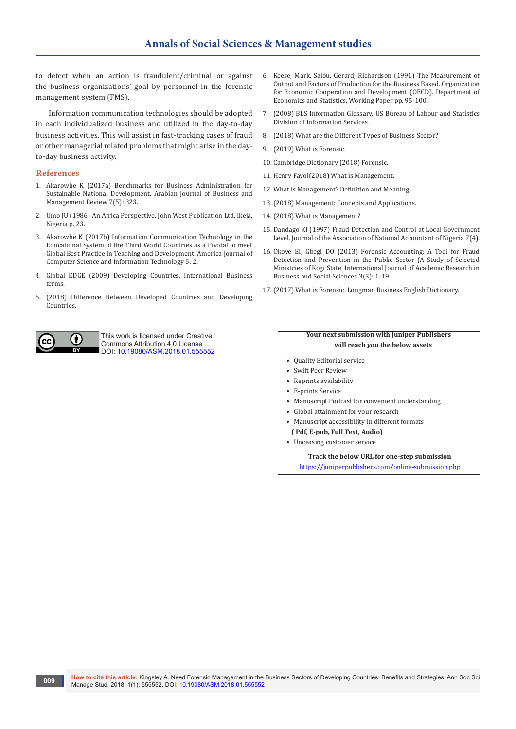to detect when an action is fraudulent/criminal or against the business organizations' goal by personnel in the forensic management system (FMS).

Information communication technologies should be adopted in each individualized business and utilized in the day-to-day business activities. This will assist in fast-tracking cases of fraud or other managerial related problems that might arise in the day-to-day business activity.

## References

1. Akarowhe K (2017a) Benchmarks for Business Administration for Sustainable National Development. Arabian Journal of Business and Management Review 7(5): 323.
2. Umo JU (1986) An Africa Perspective. John West Publication Ltd, Ikeja, Nigeria p. 23.
3. Akarowhe K (2017b) Information Communication Technology in the Educational System of the Third World Countries as a Pivotal to meet Global Best Practice in Teaching and Development. America Journal of Computer Science and Information Technology 5: 2.
4. Global EDGE (2009) Developing Countries. International Business terms.
5. (2018) Difference Between Developed Countries and Developing Countries.
6. Keese, Mark, Salou, Gerard, Richardson (1991) The Measurement of Output and Factors of Production for the Business Based. Organization for Economic Cooperation and Development (OECD). Department of Economics and Statistics, Working Paper pp. 95-100.
7. (2008) BLS Information Glossary, US Bureau of Labour and Statistics Division of Information Services .
8. (2018) What are the Different Types of Business Sector?
9. (2019) What is Forensic.
10. Cambridge Dictionary (2018) Forensic.
11. Henry Fayol(2018) What is Management.
12. What is Management? Definition and Meaning.
13. (2018) Management: Concepts and Applications.
14. (2018) What is Management?
15. Dandago KI (1997) Fraud Detection and Control at Local Government Level. Journal of the Association of National Accountant of Nigeria 7(4).
16. Okoye EI, Gbegi DO (2013) Forensic Accounting: A Tool for Fraud Detection and Prevention in the Public Sector (A Study of Selected Ministries of Kogi State. International Journal of Academic Research in Business and Social Sciences 3(3): 1-19.
17. (2017) What is Forensic. Longman Business English Dictionary.

This work is licensed under Creative Commons Attribution 4.0 License
DOI: 10.19080/ASM.2018.01.555552

**Your next submission with Juniper Publishers will reach you the below assets**

- Quality Editorial service
- Swift Peer Review
- Reprints availability
- E-prints Service
- Manuscript Podcast for convenient understanding
- Global attainment for your research
- Manuscript accessibility in different formats
  **( Pdf, E-pub, Full Text, Audio)**
- Unceasing customer service

**Track the below URL for one-step submission**
https://juniperpublishers.com/online-submission.php

**How to cite this article:** Kingsley A. Need Forensic Management in the Business Sectors of Developing Countries: Benefits and Strategies. Ann Soc Sci Manage Stud. 2018; 1(1): 555552. DOI: 10.19080/ASM.2018.01.555552